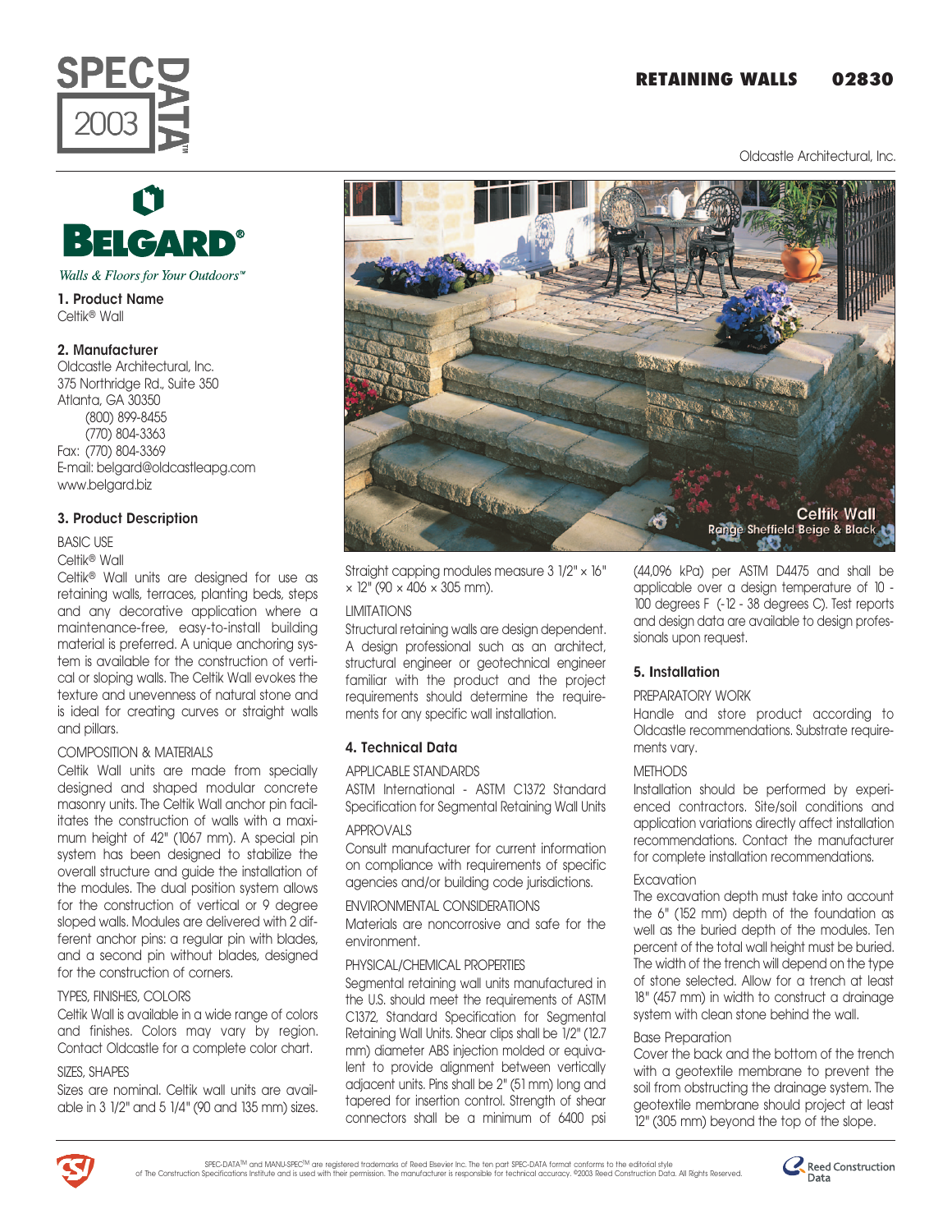# RETAINING WALLS 02830

Oldcastle Architectural, Inc.

BELGARD®

*Walls & Floors for Your Outdoors™*

## 1. Product Name

Celtik® Wall

## 2. Manufacturer

Oldcastle Architectural, Inc.
375 Northridge Rd., Suite 350
Atlanta, GA 30350
(800) 899-8455
(770) 804-3363
Fax: (770) 804-3369
E-mail: belgard@oldcastleapg.com
www.belgard.biz

## 3. Product Description

BASIC USE

Celtik® Wall

Celtik® Wall units are designed for use as retaining walls, terraces, planting beds, steps and any decorative application where a maintenance-free, easy-to-install building material is preferred. A unique anchoring system is available for the construction of vertical or sloping walls. The Celtik Wall evokes the texture and unevenness of natural stone and is ideal for creating curves or straight walls and pillars.

COMPOSITION & MATERIALS

Celtik Wall units are made from specially designed and shaped modular concrete masonry units. The Celtik Wall anchor pin facilitates the construction of walls with a maximum height of 42" (1067 mm). A special pin system has been designed to stabilize the overall structure and guide the installation of the modules. The dual position system allows for the construction of vertical or 9 degree sloped walls. Modules are delivered with 2 different anchor pins: a regular pin with blades, and a second pin without blades, designed for the construction of corners.

TYPES, FINISHES, COLORS

Celtik Wall is available in a wide range of colors and finishes. Colors may vary by region. Contact Oldcastle for a complete color chart.

SIZES, SHAPES

Sizes are nominal. Celtik wall units are available in 3 1/2" and 5 1/4" (90 and 135 mm) sizes.

Celtik Wall
Range Sheffield Beige & Black

Straight capping modules measure 3 1/2" × 16" × 12" (90 × 406 × 305 mm).

LIMITATIONS

Structural retaining walls are design dependent. A design professional such as an architect, structural engineer or geotechnical engineer familiar with the product and the project requirements should determine the requirements for any specific wall installation.

## 4. Technical Data

APPLICABLE STANDARDS

ASTM International - ASTM C1372 Standard Specification for Segmental Retaining Wall Units

APPROVALS

Consult manufacturer for current information on compliance with requirements of specific agencies and/or building code jurisdictions.

ENVIRONMENTAL CONSIDERATIONS

Materials are noncorrosive and safe for the environment.

PHYSICAL/CHEMICAL PROPERTIES

Segmental retaining wall units manufactured in the U.S. should meet the requirements of ASTM C1372, Standard Specification for Segmental Retaining Wall Units. Shear clips shall be 1/2" (12.7 mm) diameter ABS injection molded or equivalent to provide alignment between vertically adjacent units. Pins shall be 2" (51 mm) long and tapered for insertion control. Strength of shear connectors shall be a minimum of 6400 psi (44,096 kPa) per ASTM D4475 and shall be applicable over a design temperature of 10 - 100 degrees F (-12 - 38 degrees C). Test reports and design data are available to design professionals upon request.

## 5. Installation

PREPARATORY WORK

Handle and store product according to Oldcastle recommendations. Substrate requirements vary.

METHODS

Installation should be performed by experienced contractors. Site/soil conditions and application variations directly affect installation recommendations. Contact the manufacturer for complete installation recommendations.

Excavation

The excavation depth must take into account the 6" (152 mm) depth of the foundation as well as the buried depth of the modules. Ten percent of the total wall height must be buried. The width of the trench will depend on the type of stone selected. Allow for a trench at least 18" (457 mm) in width to construct a drainage system with clean stone behind the wall.

Base Preparation

Cover the back and the bottom of the trench with a geotextile membrane to prevent the soil from obstructing the drainage system. The geotextile membrane should project at least 12" (305 mm) beyond the top of the slope.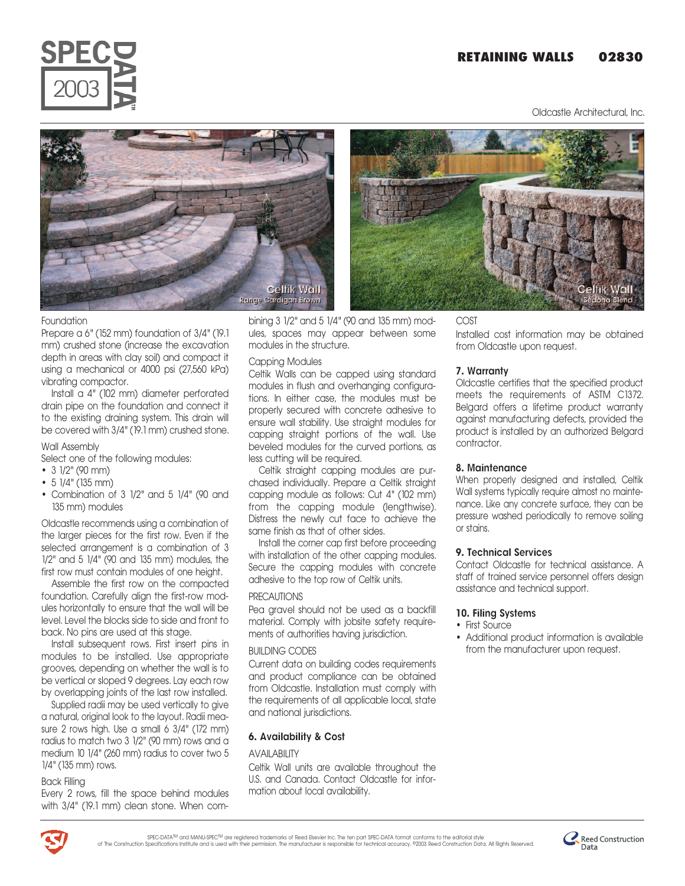# RETAINING WALLS 02830

Oldcastle Architectural, Inc.

Celtik Wall
Range Cardigan Brown

Celtik Wall
Sedona Blend

Foundation

Prepare a 6" (152 mm) foundation of 3/4" (19.1 mm) crushed stone (increase the excavation depth in areas with clay soil) and compact it using a mechanical or 4000 psi (27,560 kPa) vibrating compactor.

Install a 4" (102 mm) diameter perforated drain pipe on the foundation and connect it to the existing draining system. This drain will be covered with 3/4" (19.1 mm) crushed stone.

Wall Assembly

Select one of the following modules:

- 3 1/2" (90 mm)
- 5 1/4" (135 mm)
- Combination of 3 1/2" and 5 1/4" (90 and 135 mm) modules

Oldcastle recommends using a combination of the larger pieces for the first row. Even if the selected arrangement is a combination of 3 1/2" and 5 1/4" (90 and 135 mm) modules, the first row must contain modules of one height.

Assemble the first row on the compacted foundation. Carefully align the first-row modules horizontally to ensure that the wall will be level. Level the blocks side to side and front to back. No pins are used at this stage.

Install subsequent rows. First insert pins in modules to be installed. Use appropriate grooves, depending on whether the wall is to be vertical or sloped 9 degrees. Lay each row by overlapping joints of the last row installed.

Supplied radii may be used vertically to give a natural, original look to the layout. Radii measure 2 rows high. Use a small 6 3/4" (172 mm) radius to match two 3 1/2" (90 mm) rows and a medium 10 1/4" (260 mm) radius to cover two 5 1/4" (135 mm) rows.

Back Filling

Every 2 rows, fill the space behind modules with 3/4" (19.1 mm) clean stone. When combining 3 1/2" and 5 1/4" (90 and 135 mm) modules, spaces may appear between some modules in the structure.

Capping Modules

Celtik Walls can be capped using standard modules in flush and overhanging configurations. In either case, the modules must be properly secured with concrete adhesive to ensure wall stability. Use straight modules for capping straight portions of the wall. Use beveled modules for the curved portions, as less cutting will be required.

Celtik straight capping modules are purchased individually. Prepare a Celtik straight capping module as follows: Cut 4" (102 mm) from the capping module (lengthwise). Distress the newly cut face to achieve the same finish as that of other sides.

Install the corner cap first before proceeding with installation of the other capping modules. Secure the capping modules with concrete adhesive to the top row of Celtik units.

PRECAUTIONS

Pea gravel should not be used as a backfill material. Comply with jobsite safety requirements of authorities having jurisdiction.

BUILDING CODES

Current data on building codes requirements and product compliance can be obtained from Oldcastle. Installation must comply with the requirements of all applicable local, state and national jurisdictions.

## 6. Availability & Cost

AVAILABILITY

Celtik Wall units are available throughout the U.S. and Canada. Contact Oldcastle for information about local availability.

COST

Installed cost information may be obtained from Oldcastle upon request.

## 7. Warranty

Oldcastle certifies that the specified product meets the requirements of ASTM C1372. Belgard offers a lifetime product warranty against manufacturing defects, provided the product is installed by an authorized Belgard contractor.

## 8. Maintenance

When properly designed and installed, Celtik Wall systems typically require almost no maintenance. Like any concrete surface, they can be pressure washed periodically to remove soiling or stains.

## 9. Technical Services

Contact Oldcastle for technical assistance. A staff of trained service personnel offers design assistance and technical support.

## 10. Filing Systems

- First Source
- Additional product information is available from the manufacturer upon request.

SPEC-DATA™ and MANU-SPEC™ are registered trademarks of Reed Elsevier Inc. The ten part SPEC-DATA format conforms to the editorial style of The Construction Specifications Institute and is used with their permission. The manufacturer is responsible for technical accuracy. ©2003 Reed Construction Data. All Rights Reserved.